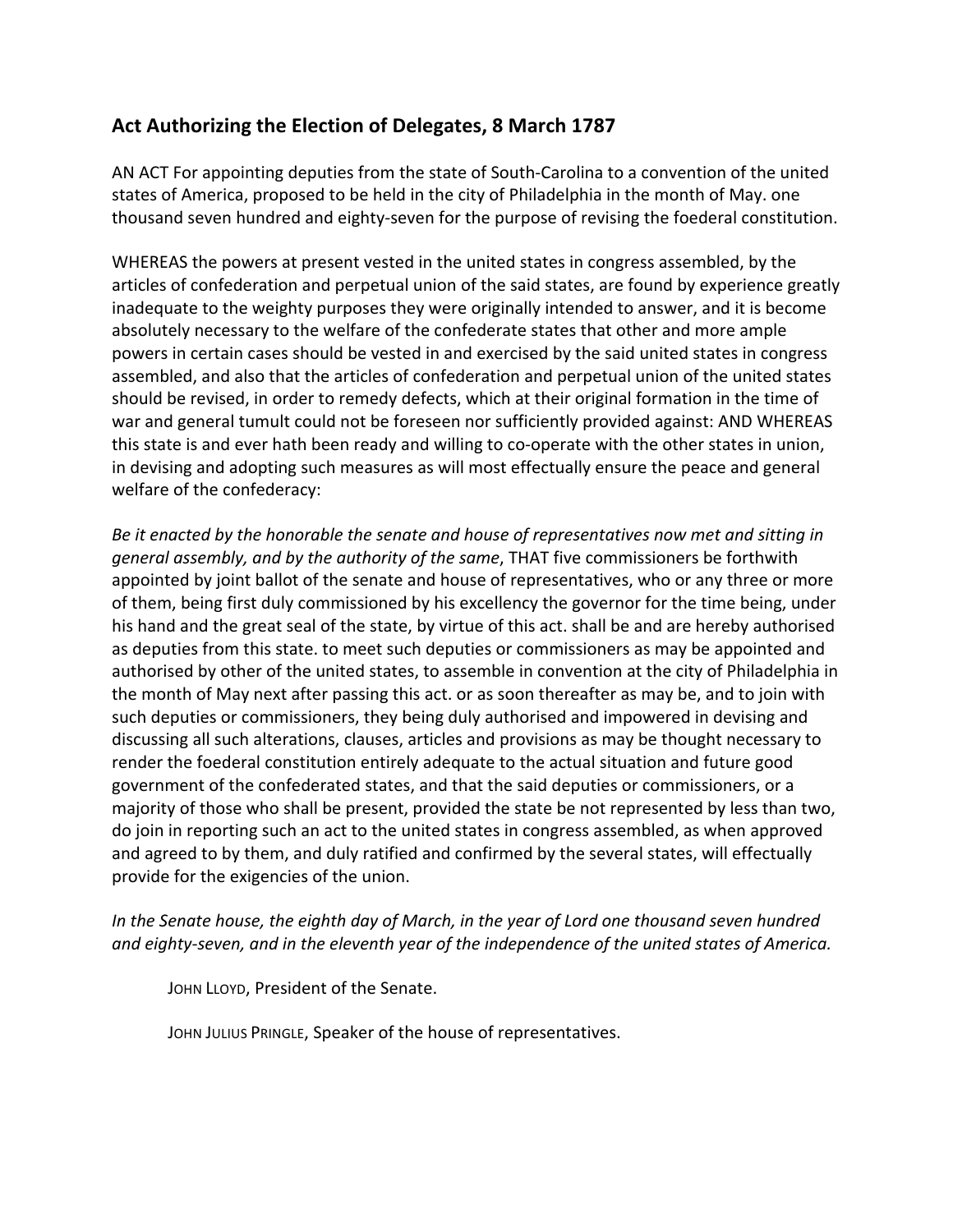## Act Authorizing the Election of Delegates, 8 March 1787

AN ACT For appointing deputies from the state of South-Carolina to a convention of the united states of America, proposed to be held in the city of Philadelphia in the month of May. one thousand seven hundred and eighty-seven for the purpose of revising the foederal constitution.

WHEREAS the powers at present vested in the united states in congress assembled, by the articles of confederation and perpetual union of the said states, are found by experience greatly inadequate to the weighty purposes they were originally intended to answer, and it is become absolutely necessary to the welfare of the confederate states that other and more ample powers in certain cases should be vested in and exercised by the said united states in congress assembled, and also that the articles of confederation and perpetual union of the united states should be revised, in order to remedy defects, which at their original formation in the time of war and general tumult could not be foreseen nor sufficiently provided against: AND WHEREAS this state is and ever hath been ready and willing to co-operate with the other states in union, in devising and adopting such measures as will most effectually ensure the peace and general welfare of the confederacy:

*Be it enacted by the honorable the senate and house of representatives now met and sitting in general assembly, and by the authority of the same*, THAT five commissioners be forthwith appointed by joint ballot of the senate and house of representatives, who or any three or more of them, being first duly commissioned by his excellency the governor for the time being, under his hand and the great seal of the state, by virtue of this act. shall be and are hereby authorised as deputies from this state. to meet such deputies or commissioners as may be appointed and authorised by other of the united states, to assemble in convention at the city of Philadelphia in the month of May next after passing this act. or as soon thereafter as may be, and to join with such deputies or commissioners, they being duly authorised and impowered in devising and discussing all such alterations, clauses, articles and provisions as may be thought necessary to render the foederal constitution entirely adequate to the actual situation and future good government of the confederated states, and that the said deputies or commissioners, or a majority of those who shall be present, provided the state be not represented by less than two, do join in reporting such an act to the united states in congress assembled, as when approved and agreed to by them, and duly ratified and confirmed by the several states, will effectually provide for the exigencies of the union.

*In the Senate house, the eighth day of March, in the year of Lord one thousand seven hundred and eighty-seven, and in the eleventh year of the independence of the united states of America.*

JOHN LLOYD, President of the Senate.

JOHN JULIUS PRINGLE, Speaker of the house of representatives.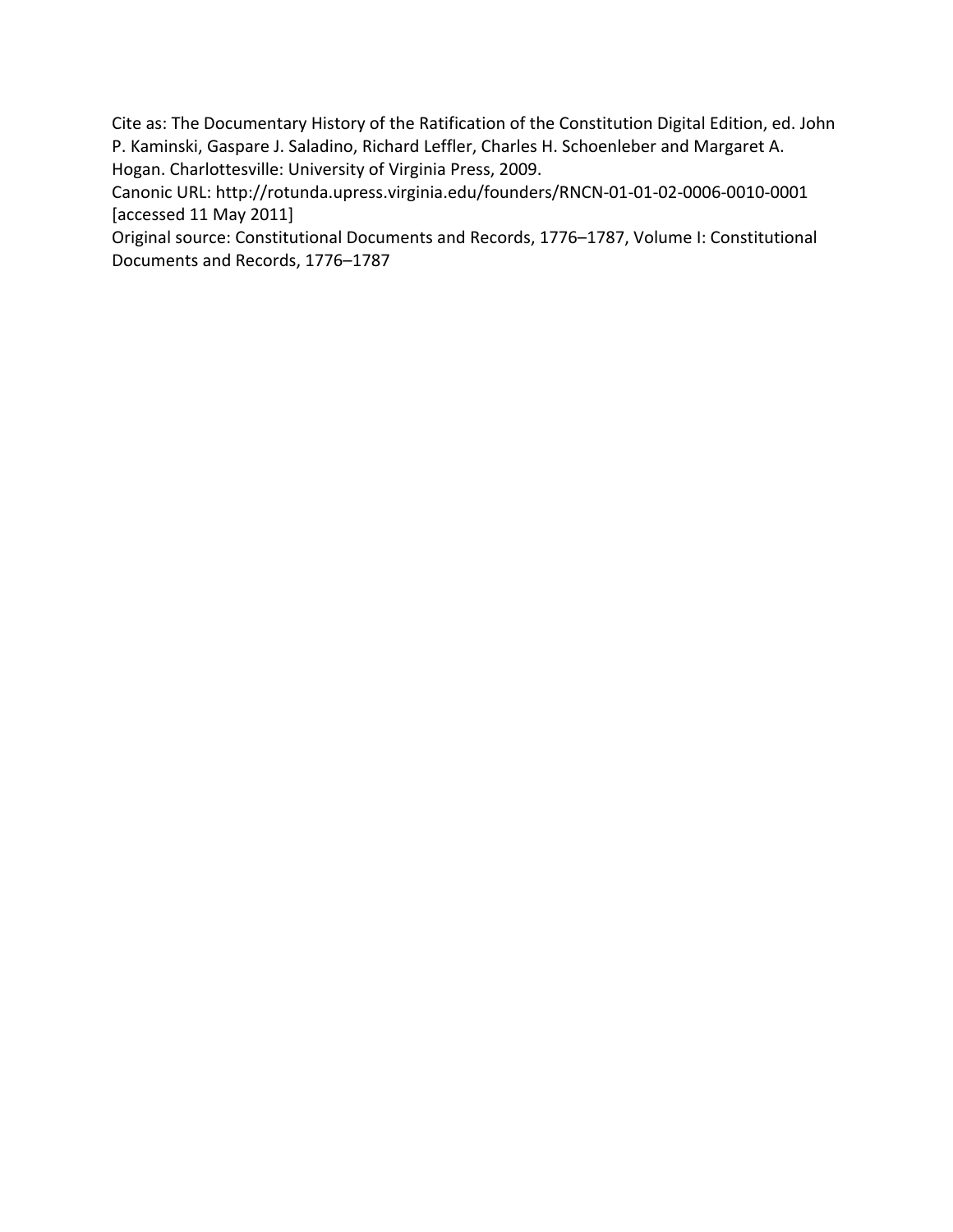Cite as: The Documentary History of the Ratification of the Constitution Digital Edition, ed. John P. Kaminski, Gaspare J. Saladino, Richard Leffler, Charles H. Schoenleber and Margaret A. Hogan. Charlottesville: University of Virginia Press, 2009.

Canonic URL: http://rotunda.upress.virginia.edu/founders/RNCN-01-01-02-0006-0010-0001 [accessed 11 May 2011]

Original source: Constitutional Documents and Records, 1776–1787, Volume I: Constitutional Documents and Records, 1776–1787